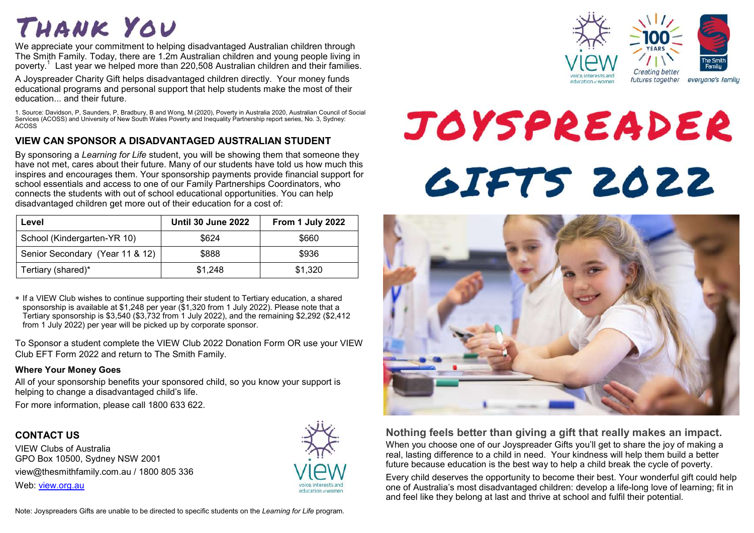# Thank You

We appreciate your commitment to helping disadvantaged Australian children through The Smith Family. Today, there are 1.2m Australian children and young people living in poverty.[1] Last year we helped more than 220,508 Australian children and their families.

A Joyspreader Charity Gift helps disadvantaged children directly. Your money funds educational programs and personal support that help students make the most of their education... and their future.

1. Source: Davidson, P, Saunders, P, Bradbury, B and Wong, M (2020), Poverty in Australia 2020, Australian Council of Social Services (ACOSS) and University of New South Wales Poverty and Inequality Partnership report series, No. 3, Sydney: ACOSS

## VIEW CAN SPONSOR A DISADVANTAGED AUSTRALIAN STUDENT

By sponsoring a *Learning for Life* student, you will be showing them that someone they have not met, cares about their future. Many of our students have told us how much this inspires and encourages them. Your sponsorship payments provide financial support for school essentials and access to one of our Family Partnerships Coordinators, who connects the students with out of school educational opportunities. You can help disadvantaged children get more out of their education for a cost of:

| Level | Until 30 June 2022 | From 1 July 2022 |
|---|---|---|
| School (Kindergarten-YR 10) | $624 | $660 |
| Senior Secondary (Year 11 & 12) | $888 | $936 |
| Tertiary (shared)* | $1,248 | $1,320 |

* If a VIEW Club wishes to continue supporting their student to Tertiary education, a shared sponsorship is available at $1,248 per year ($1,320 from 1 July 2022). Please note that a Tertiary sponsorship is $3,540 ($3,732 from 1 July 2022), and the remaining $2,292 ($2,412 from 1 July 2022) per year will be picked up by corporate sponsor.

To Sponsor a student complete the VIEW Club 2022 Donation Form OR use your VIEW Club EFT Form 2022 and return to The Smith Family.

### Where Your Money Goes

All of your sponsorship benefits your sponsored child, so you know your support is helping to change a disadvantaged child's life.

For more information, please call 1800 633 622.

## CONTACT US

VIEW Clubs of Australia
GPO Box 10500, Sydney NSW 2001
view@thesmithfamily.com.au / 1800 805 336
Web: view.org.au

Note: Joyspreaders Gifts are unable to be directed to specific students on the *Learning for Life* program.

# JOYSPREADER GIFTS 2022

### Nothing feels better than giving a gift that really makes an impact.

When you choose one of our Joyspreader Gifts you'll get to share the joy of making a real, lasting difference to a child in need. Your kindness will help them build a better future because education is the best way to help a child break the cycle of poverty.

Every child deserves the opportunity to become their best. Your wonderful gift could help one of Australia's most disadvantaged children: develop a life-long love of learning; fit in and feel like they belong at last and thrive at school and fulfil their potential.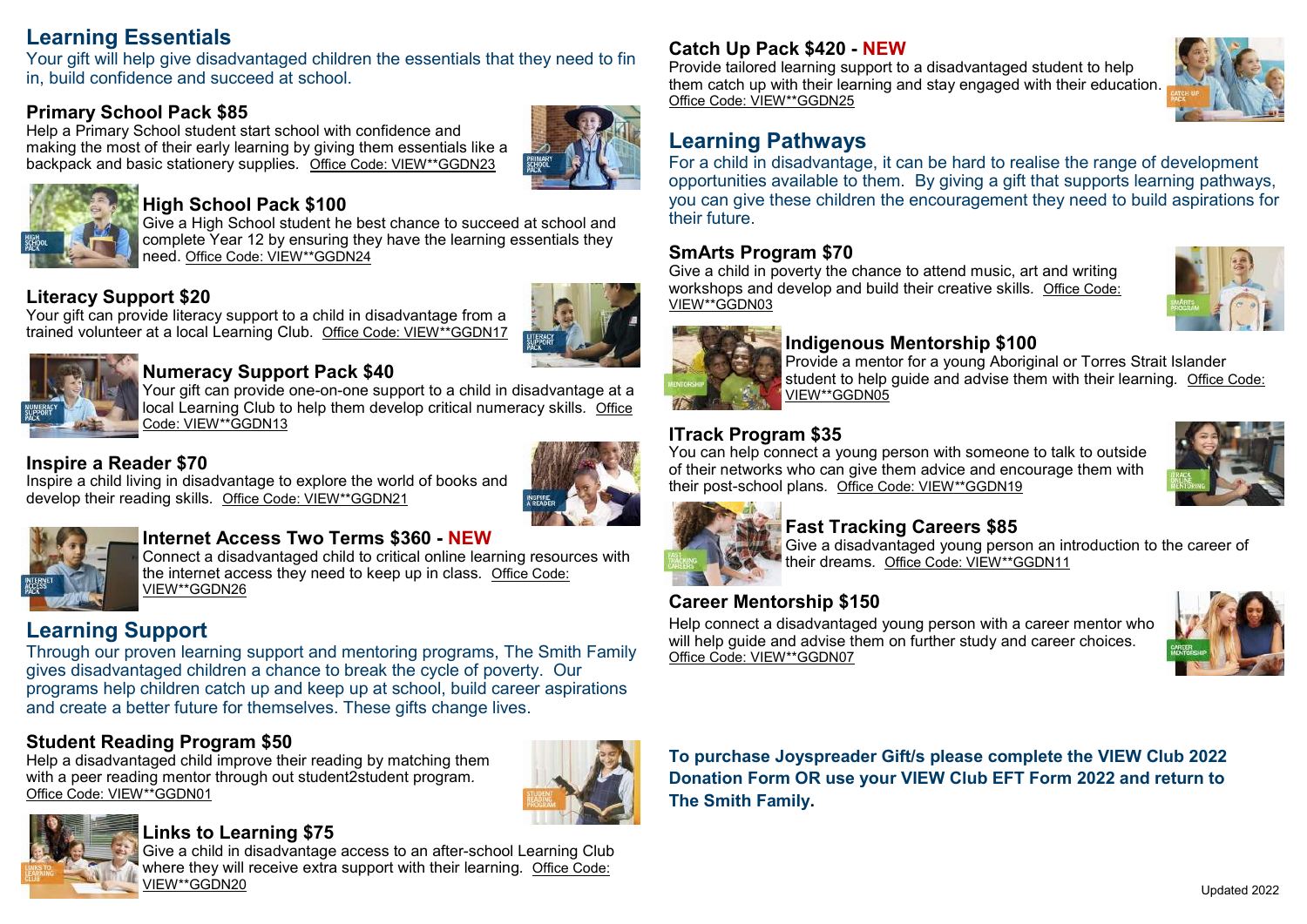## Learning Essentials

Your gift will help give disadvantaged children the essentials that they need to fin in, build confidence and succeed at school.

### Primary School Pack $85

Help a Primary School student start school with confidence and making the most of their early learning by giving them essentials like a backpack and basic stationery supplies. Office Code: VIEW**GGDN23

### High School Pack $100

Give a High School student he best chance to succeed at school and complete Year 12 by ensuring they have the learning essentials they need. Office Code: VIEW**GGDN24

### Literacy Support $20

Your gift can provide literacy support to a child in disadvantage from a trained volunteer at a local Learning Club. Office Code: VIEW**GGDN17

### Numeracy Support Pack $40

Your gift can provide one-on-one support to a child in disadvantage at a local Learning Club to help them develop critical numeracy skills. Office Code: VIEW**GGDN13

### Inspire a Reader $70

Inspire a child living in disadvantage to explore the world of books and develop their reading skills. Office Code: VIEW**GGDN21

### Internet Access Two Terms $360 - NEW

Connect a disadvantaged child to critical online learning resources with the internet access they need to keep up in class. Office Code: VIEW**GGDN26

## Learning Support

Through our proven learning support and mentoring programs, The Smith Family gives disadvantaged children a chance to break the cycle of poverty. Our programs help children catch up and keep up at school, build career aspirations and create a better future for themselves. These gifts change lives.

### Student Reading Program $50

Help a disadvantaged child improve their reading by matching them with a peer reading mentor through out student2student program. Office Code: VIEW**GGDN01

### Links to Learning $75

Give a child in disadvantage access to an after-school Learning Club where they will receive extra support with their learning. Office Code: VIEW**GGDN20

### Catch Up Pack $420 - NEW

Provide tailored learning support to a disadvantaged student to help them catch up with their learning and stay engaged with their education. Office Code: VIEW**GGDN25

## Learning Pathways

For a child in disadvantage, it can be hard to realise the range of development opportunities available to them. By giving a gift that supports learning pathways, you can give these children the encouragement they need to build aspirations for their future.

### SmArts Program $70

Give a child in poverty the chance to attend music, art and writing workshops and develop and build their creative skills. Office Code: VIEW**GGDN03

### Indigenous Mentorship $100

Provide a mentor for a young Aboriginal or Torres Strait Islander student to help guide and advise them with their learning. Office Code: VIEW**GGDN05

### ITrack Program $35

You can help connect a young person with someone to talk to outside of their networks who can give them advice and encourage them with their post-school plans. Office Code: VIEW**GGDN19

### Fast Tracking Careers $85

Give a disadvantaged young person an introduction to the career of their dreams. Office Code: VIEW**GGDN11

### Career Mentorship $150

Help connect a disadvantaged young person with a career mentor who will help guide and advise them on further study and career choices. Office Code: VIEW**GGDN07

**To purchase Joyspreader Gift/s please complete the VIEW Club 2022 Donation Form OR use your VIEW Club EFT Form 2022 and return to The Smith Family.**

Updated 2022